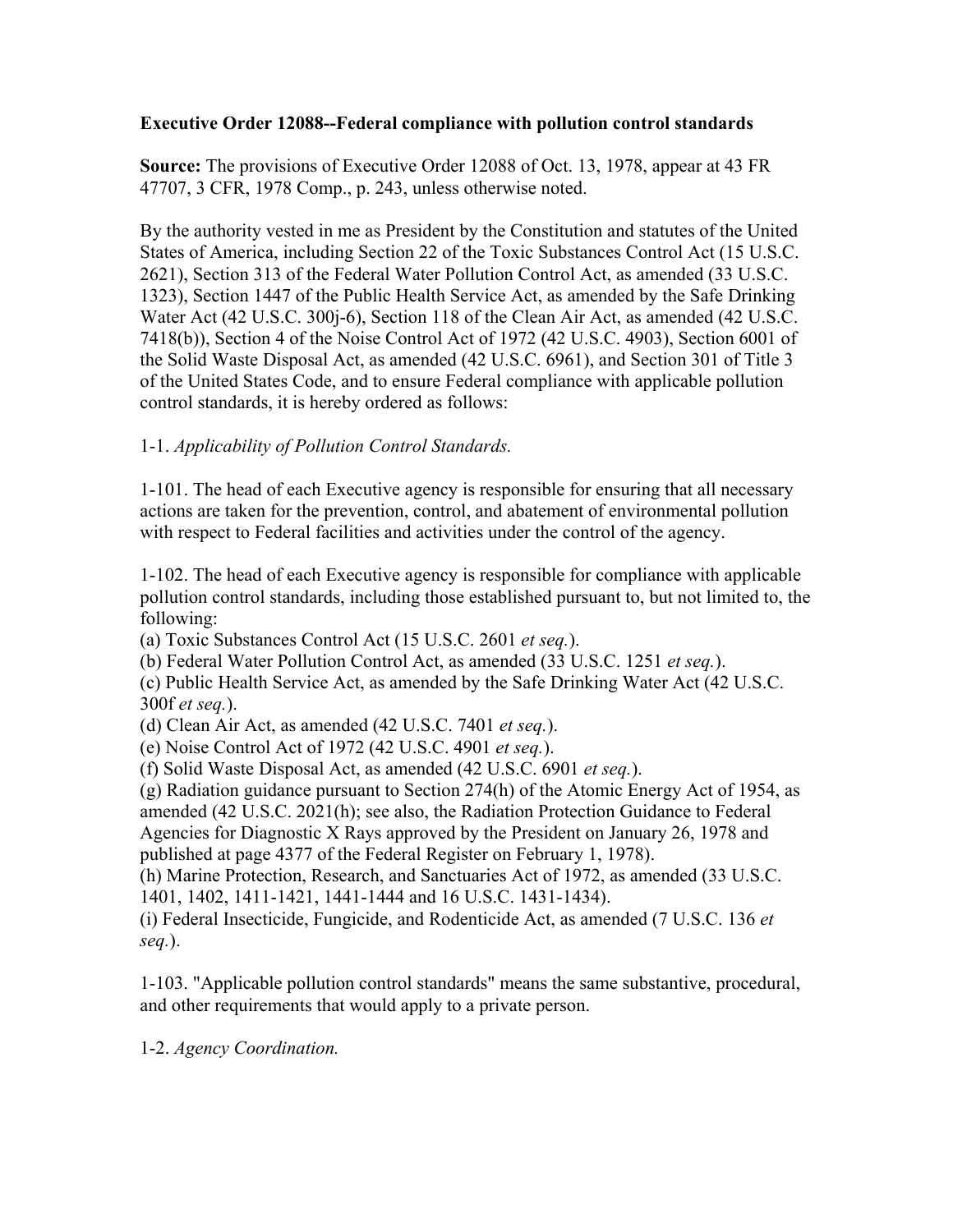**Executive Order 12088--Federal compliance with pollution control standards**

**Source:** The provisions of Executive Order 12088 of Oct. 13, 1978, appear at 43 FR 47707, 3 CFR, 1978 Comp., p. 243, unless otherwise noted.

By the authority vested in me as President by the Constitution and statutes of the United States of America, including Section 22 of the Toxic Substances Control Act (15 U.S.C. 2621), Section 313 of the Federal Water Pollution Control Act, as amended (33 U.S.C. 1323), Section 1447 of the Public Health Service Act, as amended by the Safe Drinking Water Act (42 U.S.C. 300j-6), Section 118 of the Clean Air Act, as amended (42 U.S.C. 7418(b)), Section 4 of the Noise Control Act of 1972 (42 U.S.C. 4903), Section 6001 of the Solid Waste Disposal Act, as amended (42 U.S.C. 6961), and Section 301 of Title 3 of the United States Code, and to ensure Federal compliance with applicable pollution control standards, it is hereby ordered as follows:

1-1. *Applicability of Pollution Control Standards.*

1-101. The head of each Executive agency is responsible for ensuring that all necessary actions are taken for the prevention, control, and abatement of environmental pollution with respect to Federal facilities and activities under the control of the agency.

1-102. The head of each Executive agency is responsible for compliance with applicable pollution control standards, including those established pursuant to, but not limited to, the following:

(a) Toxic Substances Control Act (15 U.S.C. 2601 *et seq.*).
(b) Federal Water Pollution Control Act, as amended (33 U.S.C. 1251 *et seq.*).
(c) Public Health Service Act, as amended by the Safe Drinking Water Act (42 U.S.C. 300f *et seq.*).
(d) Clean Air Act, as amended (42 U.S.C. 7401 *et seq.*).
(e) Noise Control Act of 1972 (42 U.S.C. 4901 *et seq.*).
(f) Solid Waste Disposal Act, as amended (42 U.S.C. 6901 *et seq.*).
(g) Radiation guidance pursuant to Section 274(h) of the Atomic Energy Act of 1954, as amended (42 U.S.C. 2021(h); see also, the Radiation Protection Guidance to Federal Agencies for Diagnostic X Rays approved by the President on January 26, 1978 and published at page 4377 of the Federal Register on February 1, 1978).
(h) Marine Protection, Research, and Sanctuaries Act of 1972, as amended (33 U.S.C. 1401, 1402, 1411-1421, 1441-1444 and 16 U.S.C. 1431-1434).
(i) Federal Insecticide, Fungicide, and Rodenticide Act, as amended (7 U.S.C. 136 *et seq.*).

1-103. "Applicable pollution control standards" means the same substantive, procedural, and other requirements that would apply to a private person.

1-2. *Agency Coordination.*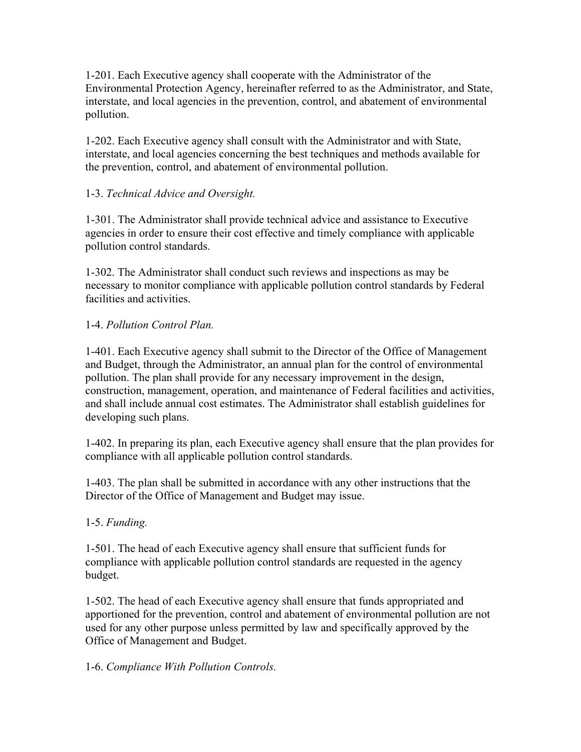1-201. Each Executive agency shall cooperate with the Administrator of the Environmental Protection Agency, hereinafter referred to as the Administrator, and State, interstate, and local agencies in the prevention, control, and abatement of environmental pollution.

1-202. Each Executive agency shall consult with the Administrator and with State, interstate, and local agencies concerning the best techniques and methods available for the prevention, control, and abatement of environmental pollution.

1-3. *Technical Advice and Oversight.*

1-301. The Administrator shall provide technical advice and assistance to Executive agencies in order to ensure their cost effective and timely compliance with applicable pollution control standards.

1-302. The Administrator shall conduct such reviews and inspections as may be necessary to monitor compliance with applicable pollution control standards by Federal facilities and activities.

1-4. *Pollution Control Plan.*

1-401. Each Executive agency shall submit to the Director of the Office of Management and Budget, through the Administrator, an annual plan for the control of environmental pollution. The plan shall provide for any necessary improvement in the design, construction, management, operation, and maintenance of Federal facilities and activities, and shall include annual cost estimates. The Administrator shall establish guidelines for developing such plans.

1-402. In preparing its plan, each Executive agency shall ensure that the plan provides for compliance with all applicable pollution control standards.

1-403. The plan shall be submitted in accordance with any other instructions that the Director of the Office of Management and Budget may issue.

1-5. *Funding.*

1-501. The head of each Executive agency shall ensure that sufficient funds for compliance with applicable pollution control standards are requested in the agency budget.

1-502. The head of each Executive agency shall ensure that funds appropriated and apportioned for the prevention, control and abatement of environmental pollution are not used for any other purpose unless permitted by law and specifically approved by the Office of Management and Budget.

1-6. *Compliance With Pollution Controls.*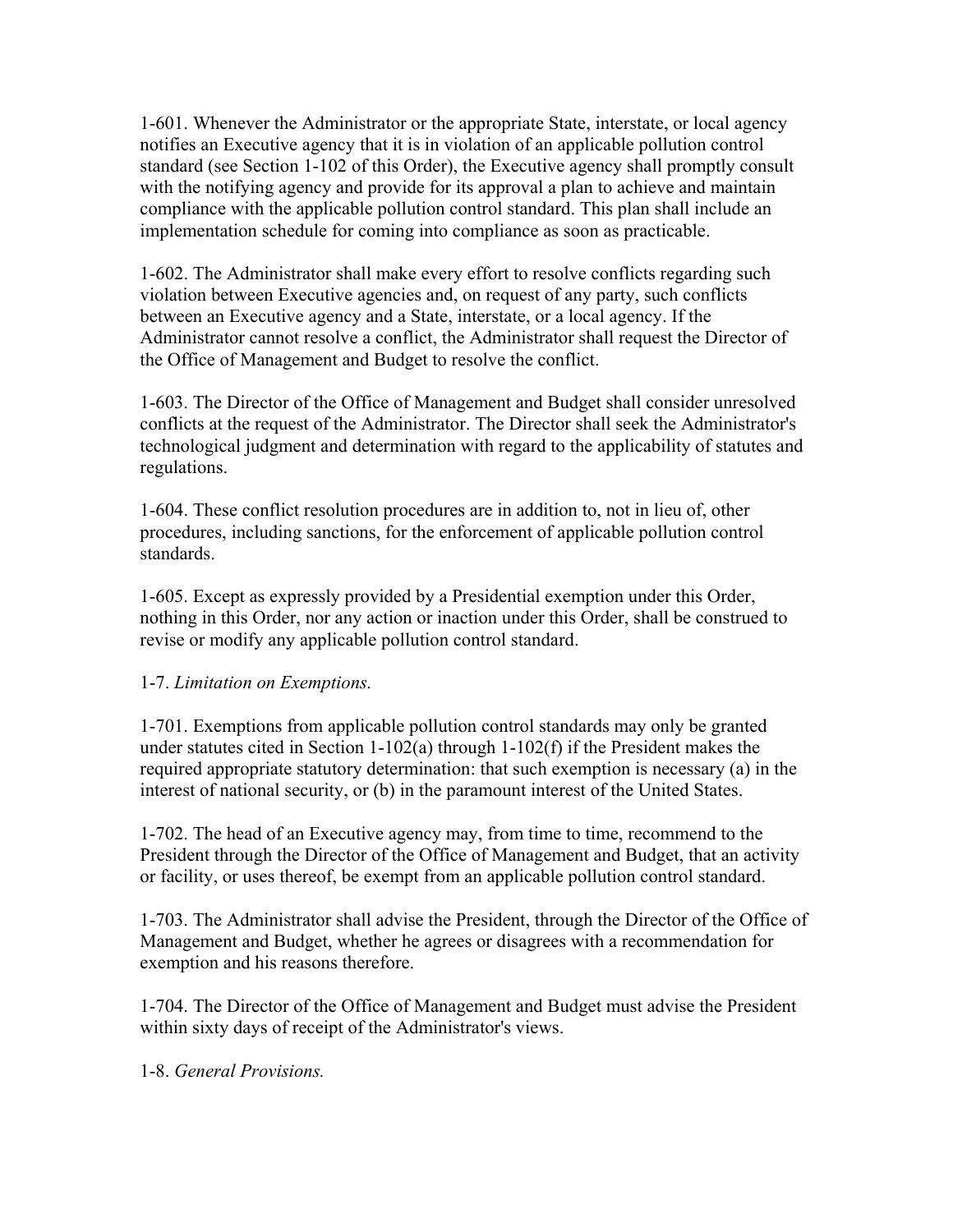1-601. Whenever the Administrator or the appropriate State, interstate, or local agency notifies an Executive agency that it is in violation of an applicable pollution control standard (see Section 1-102 of this Order), the Executive agency shall promptly consult with the notifying agency and provide for its approval a plan to achieve and maintain compliance with the applicable pollution control standard. This plan shall include an implementation schedule for coming into compliance as soon as practicable.

1-602. The Administrator shall make every effort to resolve conflicts regarding such violation between Executive agencies and, on request of any party, such conflicts between an Executive agency and a State, interstate, or a local agency. If the Administrator cannot resolve a conflict, the Administrator shall request the Director of the Office of Management and Budget to resolve the conflict.

1-603. The Director of the Office of Management and Budget shall consider unresolved conflicts at the request of the Administrator. The Director shall seek the Administrator's technological judgment and determination with regard to the applicability of statutes and regulations.

1-604. These conflict resolution procedures are in addition to, not in lieu of, other procedures, including sanctions, for the enforcement of applicable pollution control standards.

1-605. Except as expressly provided by a Presidential exemption under this Order, nothing in this Order, nor any action or inaction under this Order, shall be construed to revise or modify any applicable pollution control standard.

1-7. *Limitation on Exemptions.*

1-701. Exemptions from applicable pollution control standards may only be granted under statutes cited in Section 1-102(a) through 1-102(f) if the President makes the required appropriate statutory determination: that such exemption is necessary (a) in the interest of national security, or (b) in the paramount interest of the United States.

1-702. The head of an Executive agency may, from time to time, recommend to the President through the Director of the Office of Management and Budget, that an activity or facility, or uses thereof, be exempt from an applicable pollution control standard.

1-703. The Administrator shall advise the President, through the Director of the Office of Management and Budget, whether he agrees or disagrees with a recommendation for exemption and his reasons therefore.

1-704. The Director of the Office of Management and Budget must advise the President within sixty days of receipt of the Administrator's views.

1-8. *General Provisions.*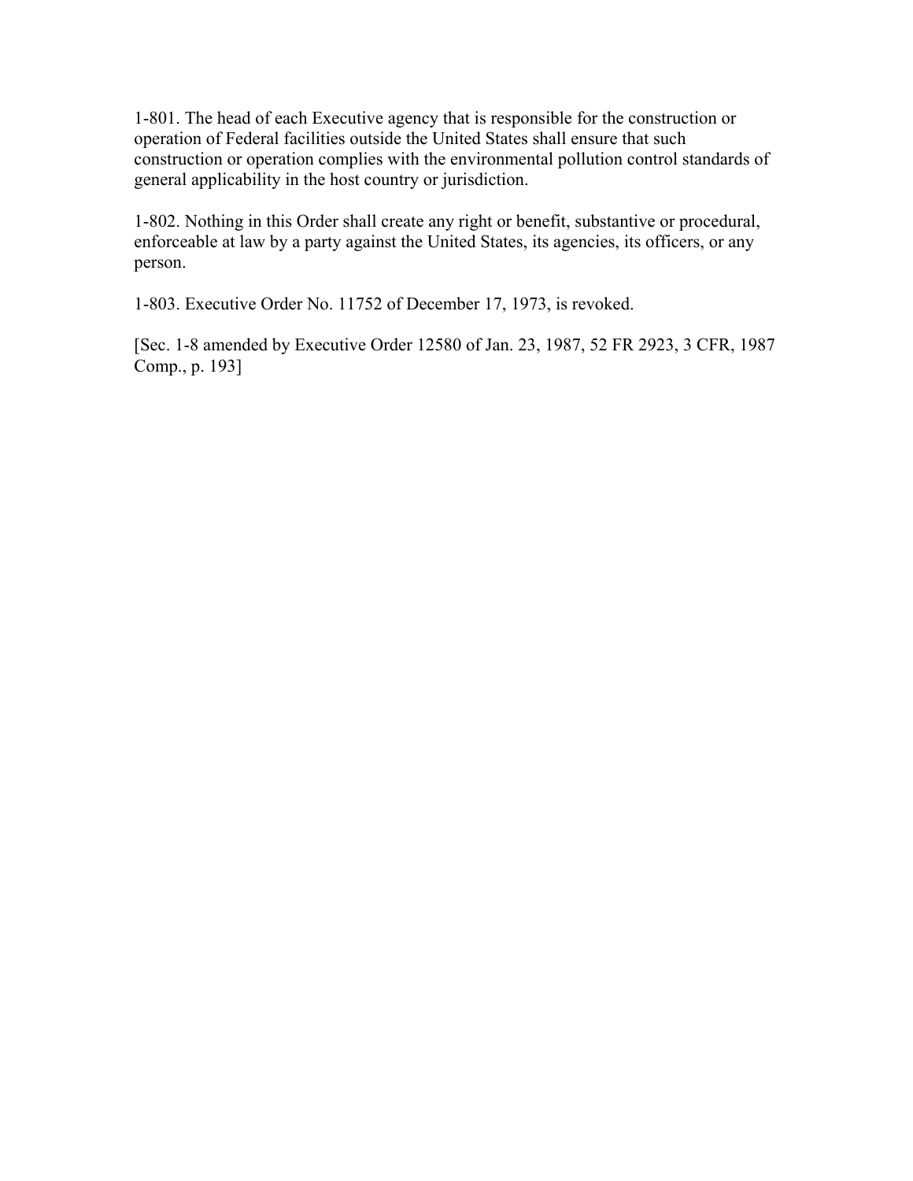1-801. The head of each Executive agency that is responsible for the construction or operation of Federal facilities outside the United States shall ensure that such construction or operation complies with the environmental pollution control standards of general applicability in the host country or jurisdiction.

1-802. Nothing in this Order shall create any right or benefit, substantive or procedural, enforceable at law by a party against the United States, its agencies, its officers, or any person.

1-803. Executive Order No. 11752 of December 17, 1973, is revoked.

[Sec. 1-8 amended by Executive Order 12580 of Jan. 23, 1987, 52 FR 2923, 3 CFR, 1987 Comp., p. 193]